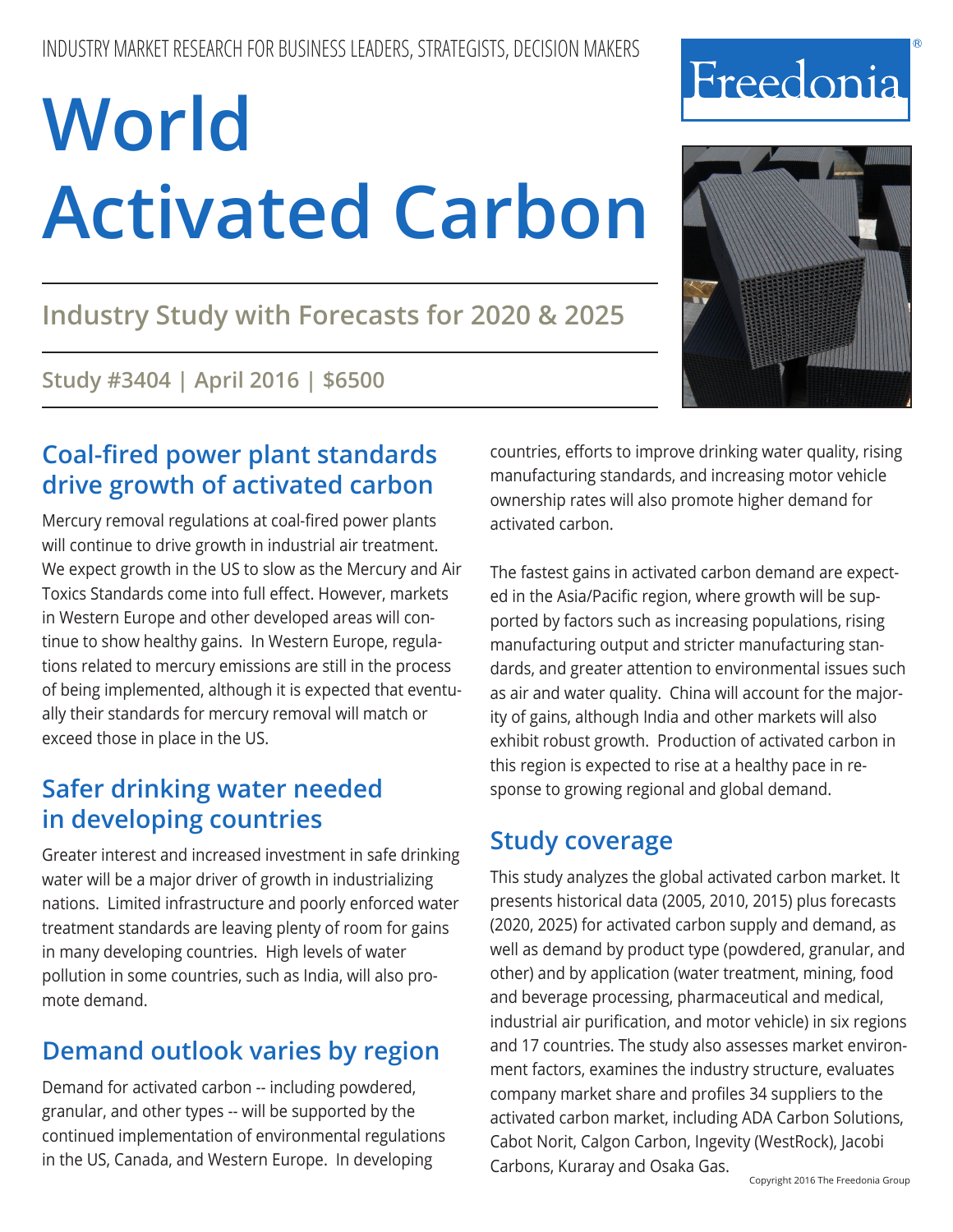INDUSTRY MARKET RESEARCH FOR BUSINESS LEADERS, STRATEGISTS, DECISION MAKERS

Freedonia®

# World Activated Carbon

## Industry Study with Forecasts for 2020 & 2025

**Study #3404 | April 2016 | $6500**

## Coal-fired power plant standards drive growth of activated carbon

Mercury removal regulations at coal-fired power plants will continue to drive growth in industrial air treatment. We expect growth in the US to slow as the Mercury and Air Toxics Standards come into full effect. However, markets in Western Europe and other developed areas will continue to show healthy gains. In Western Europe, regulations related to mercury emissions are still in the process of being implemented, although it is expected that eventually their standards for mercury removal will match or exceed those in place in the US.

## Safer drinking water needed in developing countries

Greater interest and increased investment in safe drinking water will be a major driver of growth in industrializing nations. Limited infrastructure and poorly enforced water treatment standards are leaving plenty of room for gains in many developing countries. High levels of water pollution in some countries, such as India, will also promote demand.

## Demand outlook varies by region

Demand for activated carbon -- including powdered, granular, and other types -- will be supported by the continued implementation of environmental regulations in the US, Canada, and Western Europe. In developing countries, efforts to improve drinking water quality, rising manufacturing standards, and increasing motor vehicle ownership rates will also promote higher demand for activated carbon.

The fastest gains in activated carbon demand are expected in the Asia/Pacific region, where growth will be supported by factors such as increasing populations, rising manufacturing output and stricter manufacturing standards, and greater attention to environmental issues such as air and water quality. China will account for the majority of gains, although India and other markets will also exhibit robust growth. Production of activated carbon in this region is expected to rise at a healthy pace in response to growing regional and global demand.

## Study coverage

This study analyzes the global activated carbon market. It presents historical data (2005, 2010, 2015) plus forecasts (2020, 2025) for activated carbon supply and demand, as well as demand by product type (powdered, granular, and other) and by application (water treatment, mining, food and beverage processing, pharmaceutical and medical, industrial air purification, and motor vehicle) in six regions and 17 countries. The study also assesses market environment factors, examines the industry structure, evaluates company market share and profiles 34 suppliers to the activated carbon market, including ADA Carbon Solutions, Cabot Norit, Calgon Carbon, Ingevity (WestRock), Jacobi Carbons, Kuraray and Osaka Gas.

Copyright 2016 The Freedonia Group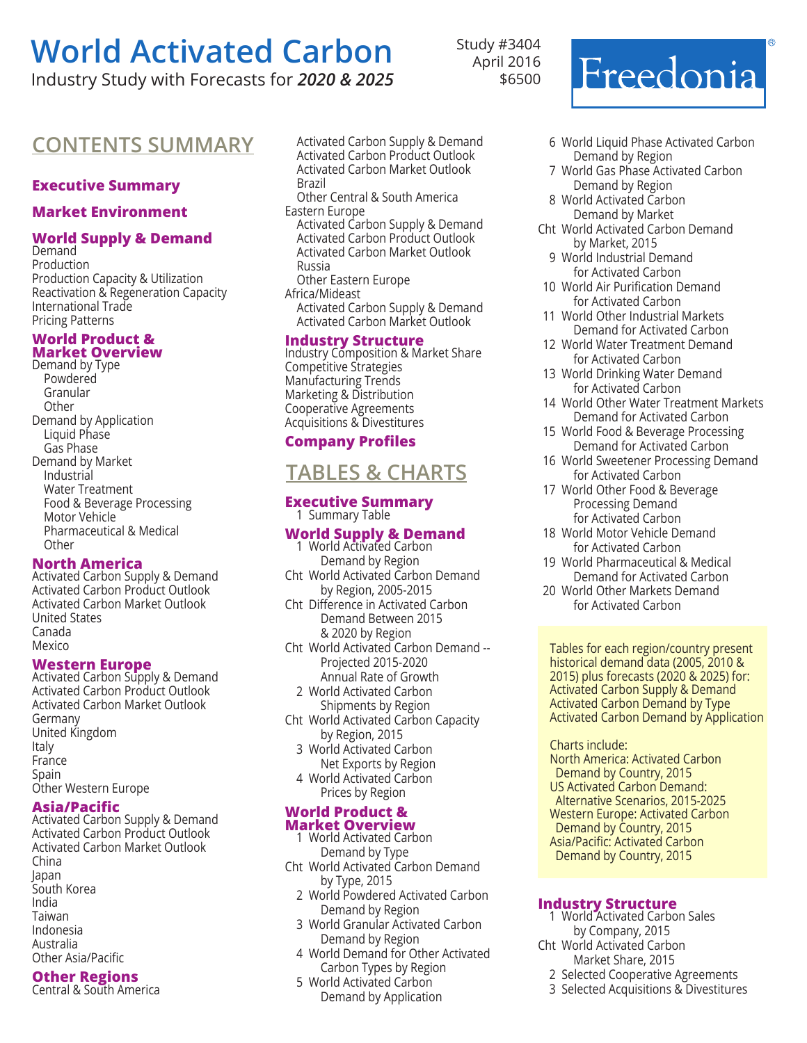# World Activated Carbon

Industry Study with Forecasts for ***2020 & 2025***

Study #3404
April 2016
$6500

Freedonia®

## CONTENTS SUMMARY

### Executive Summary

### Market Environment

### World Supply & Demand

Demand
Production
Production Capacity & Utilization
Reactivation & Regeneration Capacity
International Trade
Pricing Patterns

### World Product & Market Overview

Demand by Type
- Powdered
- Granular
- Other

Demand by Application
- Liquid Phase
- Gas Phase

Demand by Market
- Industrial
- Water Treatment
- Food & Beverage Processing
- Motor Vehicle
- Pharmaceutical & Medical
- Other

### North America

Activated Carbon Supply & Demand
Activated Carbon Product Outlook
Activated Carbon Market Outlook
United States
Canada
Mexico

### Western Europe

Activated Carbon Supply & Demand
Activated Carbon Product Outlook
Activated Carbon Market Outlook
Germany
United Kingdom
Italy
France
Spain
Other Western Europe

### Asia/Pacific

Activated Carbon Supply & Demand
Activated Carbon Product Outlook
Activated Carbon Market Outlook
China
Japan
South Korea
India
Taiwan
Indonesia
Australia
Other Asia/Pacific

### Other Regions

Central & South America
- Activated Carbon Supply & Demand
- Activated Carbon Product Outlook
- Activated Carbon Market Outlook
- Brazil
- Other Central & South America

Eastern Europe
- Activated Carbon Supply & Demand
- Activated Carbon Product Outlook
- Activated Carbon Market Outlook
- Russia
- Other Eastern Europe

Africa/Mideast
- Activated Carbon Supply & Demand
- Activated Carbon Market Outlook

### Industry Structure

Industry Composition & Market Share
Competitive Strategies
Manufacturing Trends
Marketing & Distribution
Cooperative Agreements
Acquisitions & Divestitures

### Company Profiles

## TABLES & CHARTS

### Executive Summary

1 Summary Table

### World Supply & Demand

1 World Activated Carbon Demand by Region
Cht World Activated Carbon Demand by Region, 2005-2015
Cht Difference in Activated Carbon Demand Between 2015 & 2020 by Region
Cht World Activated Carbon Demand -- Projected 2015-2020 Annual Rate of Growth
2 World Activated Carbon Shipments by Region
Cht World Activated Carbon Capacity by Region, 2015
3 World Activated Carbon Net Exports by Region
4 World Activated Carbon Prices by Region

### World Product & Market Overview

1 World Activated Carbon Demand by Type
Cht World Activated Carbon Demand by Type, 2015
2 World Powdered Activated Carbon Demand by Region
3 World Granular Activated Carbon Demand by Region
4 World Demand for Other Activated Carbon Types by Region
5 World Activated Carbon Demand by Application
6 World Liquid Phase Activated Carbon Demand by Region
7 World Gas Phase Activated Carbon Demand by Region
8 World Activated Carbon Demand by Market
Cht World Activated Carbon Demand by Market, 2015
9 World Industrial Demand for Activated Carbon
10 World Air Purification Demand for Activated Carbon
11 World Other Industrial Markets Demand for Activated Carbon
12 World Water Treatment Demand for Activated Carbon
13 World Drinking Water Demand for Activated Carbon
14 World Other Water Treatment Markets Demand for Activated Carbon
15 World Food & Beverage Processing Demand for Activated Carbon
16 World Sweetener Processing Demand for Activated Carbon
17 World Other Food & Beverage Processing Demand for Activated Carbon
18 World Motor Vehicle Demand for Activated Carbon
19 World Pharmaceutical & Medical Demand for Activated Carbon
20 World Other Markets Demand for Activated Carbon

Tables for each region/country present historical demand data (2005, 2010 & 2015) plus forecasts (2020 & 2025) for:
Activated Carbon Supply & Demand
Activated Carbon Demand by Type
Activated Carbon Demand by Application

Charts include:
North America: Activated Carbon Demand by Country, 2015
US Activated Carbon Demand: Alternative Scenarios, 2015-2025
Western Europe: Activated Carbon Demand by Country, 2015
Asia/Pacific: Activated Carbon Demand by Country, 2015

### Industry Structure

1 World Activated Carbon Sales by Company, 2015
Cht World Activated Carbon Market Share, 2015
2 Selected Cooperative Agreements
3 Selected Acquisitions & Divestitures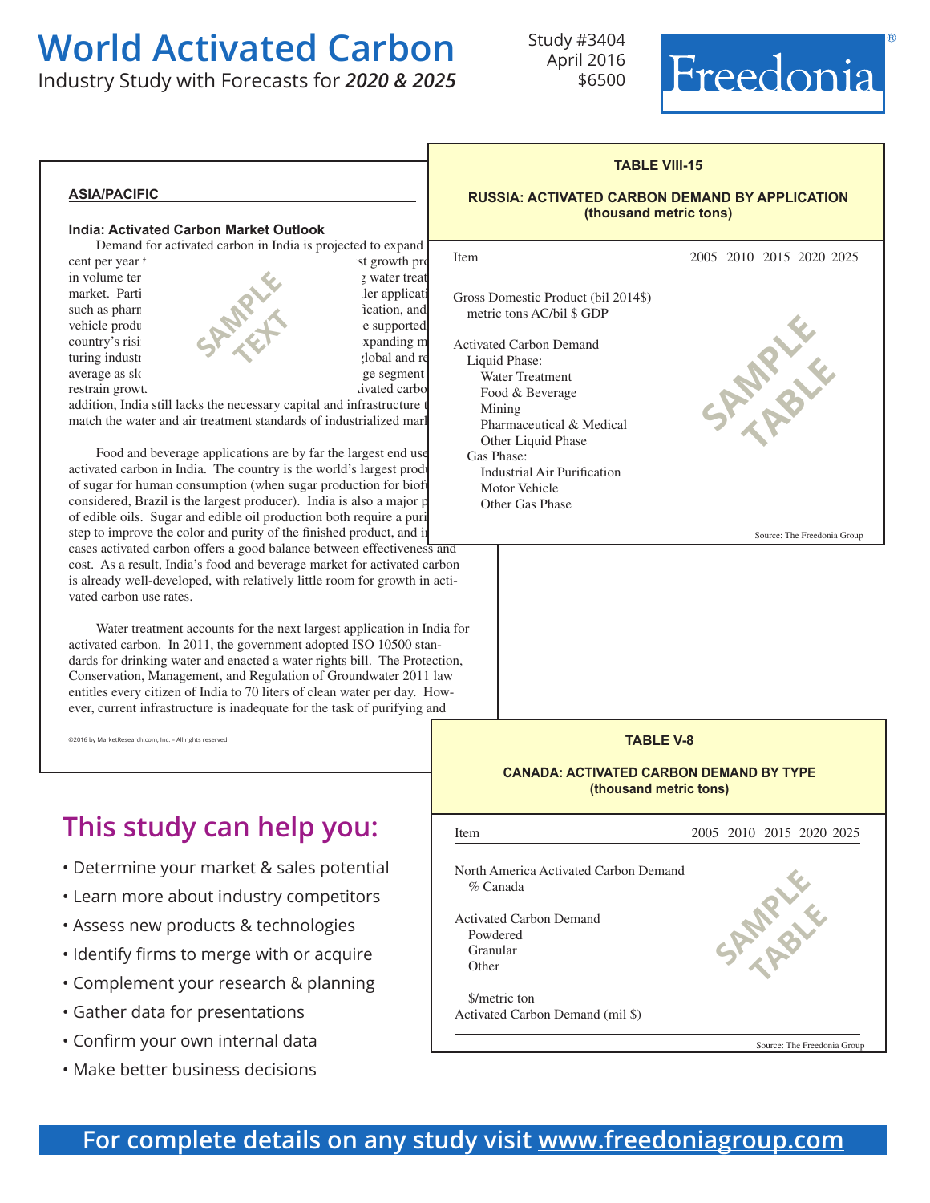# World Activated Carbon

Industry Study with Forecasts for ***2020 & 2025***

Study #3404
April 2016
$6500

Freedonia®

## ASIA/PACIFIC

### India: Activated Carbon Market Outlook

Demand for activated carbon in India is projected to expand
cent per year t st growth pro
in volume ter water treat
market. Parti ler applicati
such as pharn ication, and
vehicle produ e supported
country's risi xpanding m
turing industr global and re
average as slo ge segment
restrain growt. ivated carbo
addition, India still lacks the necessary capital and infrastructure t
match the water and air treatment standards of industrialized mark

SAMPLE TEXT

Food and beverage applications are by far the largest end use activated carbon in India. The country is the world's largest produ of sugar for human consumption (when sugar production for biofu considered, Brazil is the largest producer). India is also a major p of edible oils. Sugar and edible oil production both require a puri step to improve the color and purity of the finished product, and in cases activated carbon offers a good balance between effectiveness and cost. As a result, India's food and beverage market for activated carbon is already well-developed, with relatively little room for growth in activated carbon use rates.

Water treatment accounts for the next largest application in India for activated carbon. In 2011, the government adopted ISO 10500 standards for drinking water and enacted a water rights bill. The Protection, Conservation, Management, and Regulation of Groundwater 2011 law entitles every citizen of India to 70 liters of clean water per day. However, current infrastructure is inadequate for the task of purifying and

©2016 by MarketResearch.com, Inc. – All rights reserved

**TABLE VIII-15**

**RUSSIA: ACTIVATED CARBON DEMAND BY APPLICATION (thousand metric tons)**

| Item | 2005 | 2010 | 2015 | 2020 | 2025 |
|---|---|---|---|---|---|
| Gross Domestic Product (bil 2014$) | | | | | |
| metric tons AC/bil $ GDP | | | | | |
| Activated Carbon Demand | | | | | |
| Liquid Phase: | | | | | |
| Water Treatment | | | | | |
| Food & Beverage | | | | | |
| Mining | | | | | |
| Pharmaceutical & Medical | | | | | |
| Other Liquid Phase | | | | | |
| Gas Phase: | | | | | |
| Industrial Air Purification | | | | | |
| Motor Vehicle | | | | | |
| Other Gas Phase | | | | | |

SAMPLE TABLE

Source: The Freedonia Group

**TABLE V-8**

**CANADA: ACTIVATED CARBON DEMAND BY TYPE (thousand metric tons)**

| Item | 2005 | 2010 | 2015 | 2020 | 2025 |
|---|---|---|---|---|---|
| North America Activated Carbon Demand | | | | | |
| % Canada | | | | | |
| Activated Carbon Demand | | | | | |
| Powdered | | | | | |
| Granular | | | | | |
| Other | | | | | |
| $/metric ton | | | | | |
| Activated Carbon Demand (mil $) | | | | | |

SAMPLE TABLE

Source: The Freedonia Group

## This study can help you:

- Determine your market & sales potential
- Learn more about industry competitors
- Assess new products & technologies
- Identify firms to merge with or acquire
- Complement your research & planning
- Gather data for presentations
- Confirm your own internal data
- Make better business decisions

**For complete details on any study visit www.freedoniagroup.com**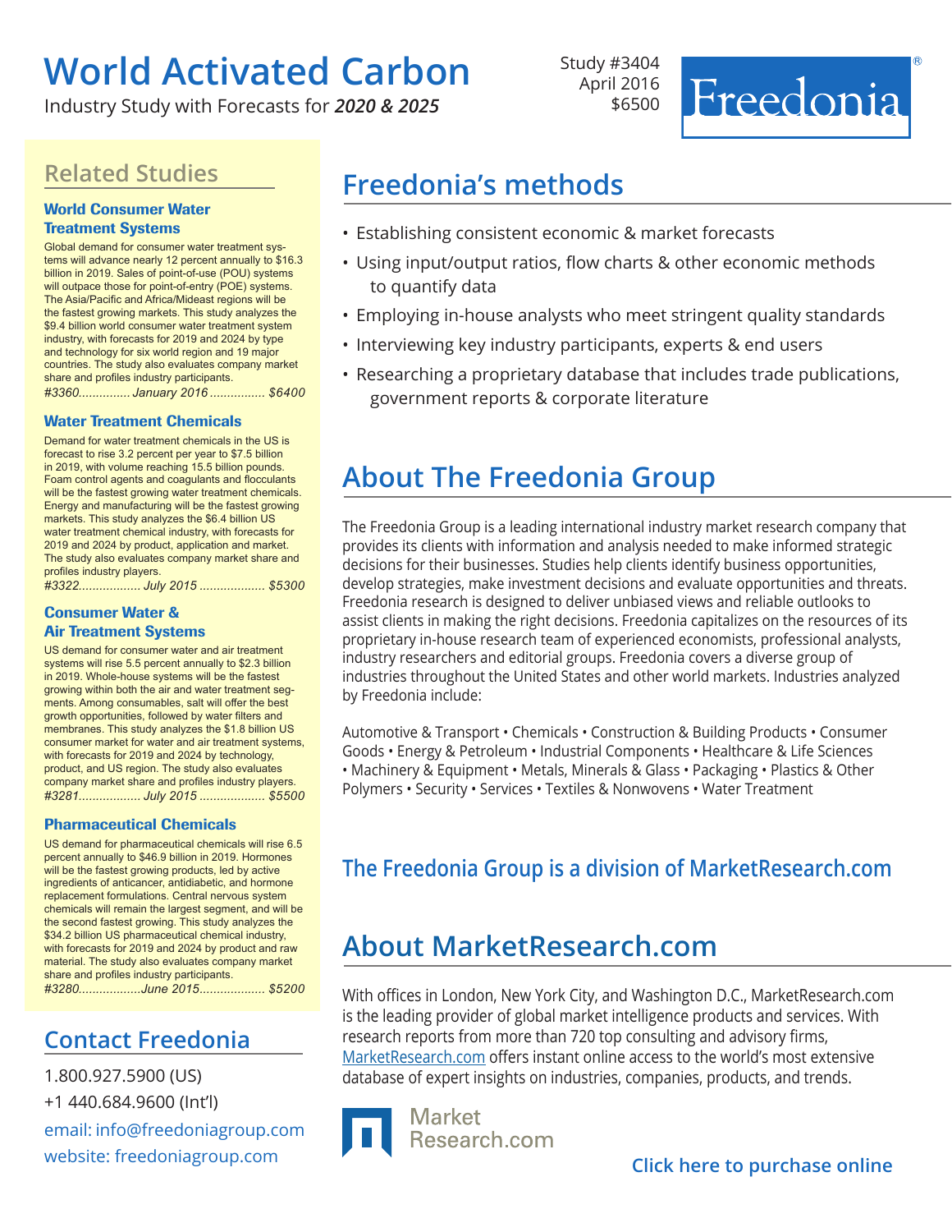# World Activated Carbon

Industry Study with Forecasts for ***2020 & 2025***

Study #3404
April 2016
$6500

Freedonia®

## Related Studies

### World Consumer Water Treatment Systems

Global demand for consumer water treatment systems will advance nearly 12 percent annually to $16.3 billion in 2019. Sales of point-of-use (POU) systems will outpace those for point-of-entry (POE) systems. The Asia/Pacific and Africa/Mideast regions will be the fastest growing markets. This study analyzes the $9.4 billion world consumer water treatment system industry, with forecasts for 2019 and 2024 by type and technology for six world region and 19 major countries. The study also evaluates company market share and profiles industry participants.

*#3360.............. January 2016 ................ $6400*

### Water Treatment Chemicals

Demand for water treatment chemicals in the US is forecast to rise 3.2 percent per year to $7.5 billion in 2019, with volume reaching 15.5 billion pounds. Foam control agents and coagulants and flocculants will be the fastest growing water treatment chemicals. Energy and manufacturing will be the fastest growing markets. This study analyzes the $6.4 billion US water treatment chemical industry, with forecasts for 2019 and 2024 by product, application and market. The study also evaluates company market share and profiles industry players.

*#3322................. July 2015 .................. $5300*

### Consumer Water & Air Treatment Systems

US demand for consumer water and air treatment systems will rise 5.5 percent annually to $2.3 billion in 2019. Whole-house systems will be the fastest growing within both the air and water treatment segments. Among consumables, salt will offer the best growth opportunities, followed by water filters and membranes. This study analyzes the $1.8 billion US consumer market for water and air treatment systems, with forecasts for 2019 and 2024 by technology, product, and US region. The study also evaluates company market share and profiles industry players.

*#3281................. July 2015 .................. $5500*

### Pharmaceutical Chemicals

US demand for pharmaceutical chemicals will rise 6.5 percent annually to $46.9 billion in 2019. Hormones will be the fastest growing products, led by active ingredients of anticancer, antidiabetic, and hormone replacement formulations. Central nervous system chemicals will remain the largest segment, and will be the second fastest growing. This study analyzes the $34.2 billion US pharmaceutical chemical industry, with forecasts for 2019 and 2024 by product and raw material. The study also evaluates company market share and profiles industry participants.

*#3280.................June 2015.................. $5200*

## Contact Freedonia

1.800.927.5900 (US)
+1 440.684.9600 (Int'l)
email: info@freedoniagroup.com
website: freedoniagroup.com

## Freedonia's methods

- Establishing consistent economic & market forecasts
- Using input/output ratios, flow charts & other economic methods to quantify data
- Employing in-house analysts who meet stringent quality standards
- Interviewing key industry participants, experts & end users
- Researching a proprietary database that includes trade publications, government reports & corporate literature

## About The Freedonia Group

The Freedonia Group is a leading international industry market research company that provides its clients with information and analysis needed to make informed strategic decisions for their businesses. Studies help clients identify business opportunities, develop strategies, make investment decisions and evaluate opportunities and threats. Freedonia research is designed to deliver unbiased views and reliable outlooks to assist clients in making the right decisions. Freedonia capitalizes on the resources of its proprietary in-house research team of experienced economists, professional analysts, industry researchers and editorial groups. Freedonia covers a diverse group of industries throughout the United States and other world markets. Industries analyzed by Freedonia include:

Automotive & Transport • Chemicals • Construction & Building Products • Consumer Goods • Energy & Petroleum • Industrial Components • Healthcare & Life Sciences • Machinery & Equipment • Metals, Minerals & Glass • Packaging • Plastics & Other Polymers • Security • Services • Textiles & Nonwovens • Water Treatment

### The Freedonia Group is a division of MarketResearch.com

## About MarketResearch.com

With offices in London, New York City, and Washington D.C., MarketResearch.com is the leading provider of global market intelligence products and services. With research reports from more than 720 top consulting and advisory firms, MarketResearch.com offers instant online access to the world's most extensive database of expert insights on industries, companies, products, and trends.

Market Research.com

Click here to purchase online